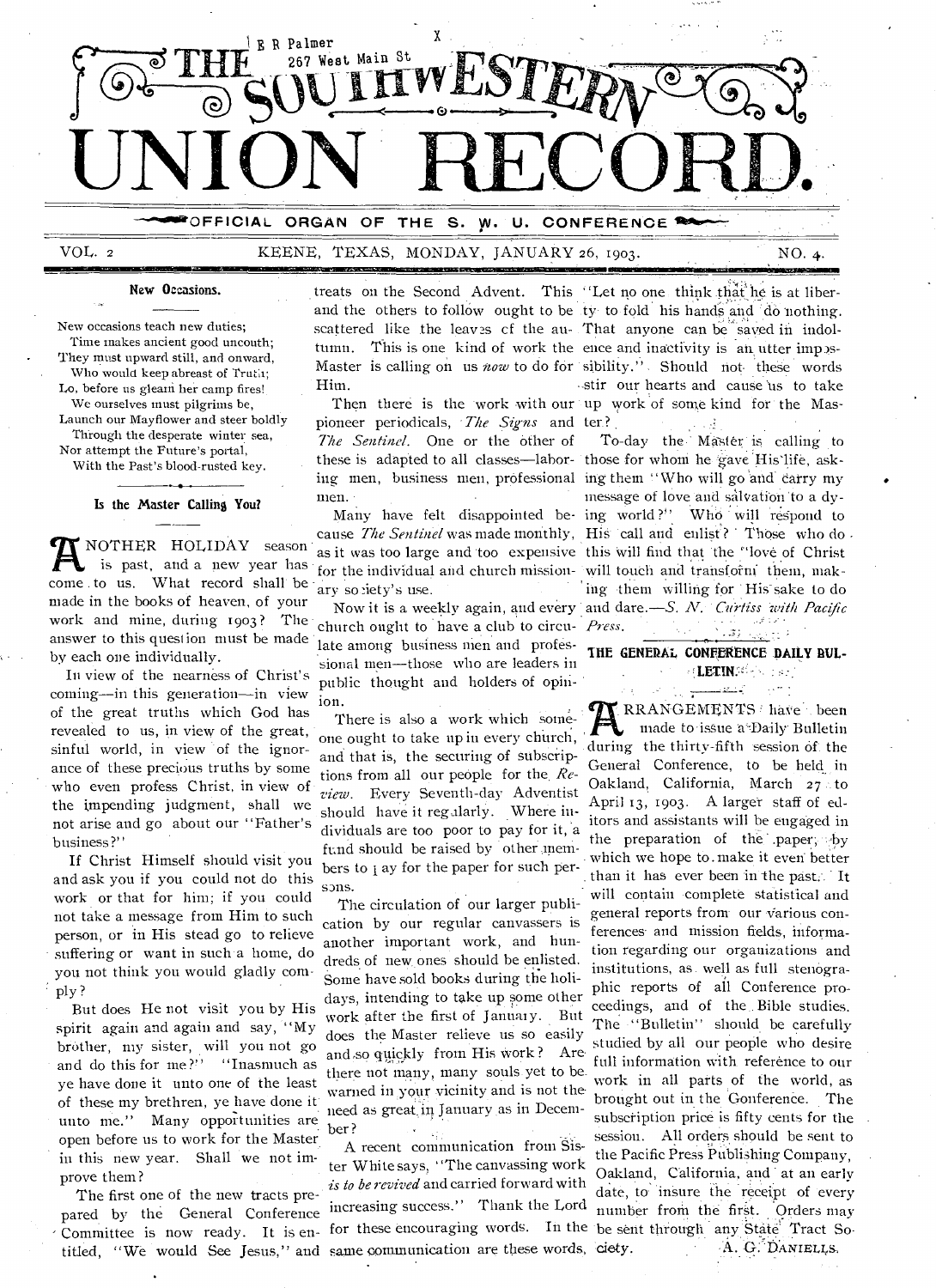E R Palmer
267 West Main St

# THE SOUTHWESTERN UNION RECORD.

OFFICIAL ORGAN OF THE S. W. U. CONFERENCE

VOL. 2 KEENE, TEXAS, MONDAY, JANUARY 26, 1903. NO. 4.

### New Occasions.

New occasions teach new duties;
Time makes ancient good uncouth;
They must upward still, and onward,
Who would keep abreast of Truth;
Lo, before us gleam her camp fires!
We ourselves must pilgrims be,
Launch our Mayflower and steer boldly
Through the desperate winter sea,
Nor attempt the Future's portal,
With the Past's blood-rusted key.

### Is the Master Calling You?

ANOTHER HOLIDAY season is past, and a new year has come to us. What record shall be made in the books of heaven, of your work and mine, during 1903? The answer to this question must be made by each one individually.

In view of the nearness of Christ's coming—in this generation—in view of the great truths which God has revealed to us, in view of the great, sinful world, in view of the ignorance of these precious truths by some who even profess Christ, in view of the impending judgment, shall we not arise and go about our "Father's business?"

If Christ Himself should visit you and ask you if you could not do this work or that for him; if you could not take a message from Him to such person, or in His stead go to relieve suffering or want in such a home, do you not think you would gladly comply?

But does He not visit you by His spirit again and again and say, "My brother, my sister, will you not go and do this for me?" "Inasmuch as ye have done it unto one of the least of these my brethren, ye have done it unto me." Many opportunities are open before us to work for the Master in this new year. Shall we not improve them?

The first one of the new tracts prepared by the General Conference Committee is now ready. It is entitled, "We would See Jesus," and treats on the Second Advent. This and the others to follow ought to be scattered like the leaves of the autumn. This is one kind of work the Master is calling on us *now* to do for Him.

Then there is the work with our pioneer periodicals, *The Signs* and *The Sentinel*. One or the other of these is adapted to all classes—laboring men, business men, professional men.

Many have felt disappointed because *The Sentinel* was made monthly, as it was too large and too expensive for the individual and church missionary society's use.

Now it is a weekly again, and every church ought to have a club to circulate among business men and professional men—those who are leaders in public thought and holders of opinion.

There is also a work which someone ought to take up in every church, and that is, the securing of subscriptions from all our people for the *Review*. Every Seventh-day Adventist should have it regularly. Where individuals are too poor to pay for it, a fund should be raised by other members to pay for the paper for such persons.

The circulation of our larger publication by our regular canvassers is another important work, and hundreds of new ones should be enlisted. Some have sold books during the holidays, intending to take up some other work after the first of January. But does the Master relieve us so easily and so quickly from His work? Are there not many, many souls yet to be warned in your vicinity and is not the need as great in January as in December?

A recent communication from Sister White says, "The canvassing work *is to be revived* and carried forward with increasing success." Thank the Lord for these encouraging words. In the same communication are these words, "Let no one think that he is at liberty to fold his hands and do nothing. That anyone can be saved in indolence and inactivity is an utter impossibility." Should not these words stir our hearts and cause us to take up work of some kind for the Master?

To-day the Master is calling to those for whom he gave His life, asking them "Who will go and carry my message of love and salvation to a dying world?" Who will respond to His call and enlist? Those who do this will find that the "love of Christ will touch and transform them, making them willing for His sake to do and dare.—*S. N. Curtiss with Pacific Press.*

### THE GENERAL CONFERENCE DAILY BULLETIN.

ARRANGEMENTS have been made to issue a Daily Bulletin during the thirty-fifth session of the General Conference, to be held in Oakland, California, March 27 to April 13, 1903. A larger staff of editors and assistants will be engaged in the preparation of the paper, by which we hope to make it even better than it has ever been in the past. It will contain complete statistical and general reports from our various conferences and mission fields, information regarding our organizations and institutions, as well as full stenographic reports of all Conference proceedings, and of the Bible studies. The "Bulletin" should be carefully studied by all our people who desire full information with reference to our work in all parts of the world, as brought out in the Conference. The subscription price is fifty cents for the session. All orders should be sent to the Pacific Press Publishing Company, Oakland, California, and at an early date, to insure the receipt of every number from the first. Orders may be sent through any State Tract Society.

A. G. DANIELLS.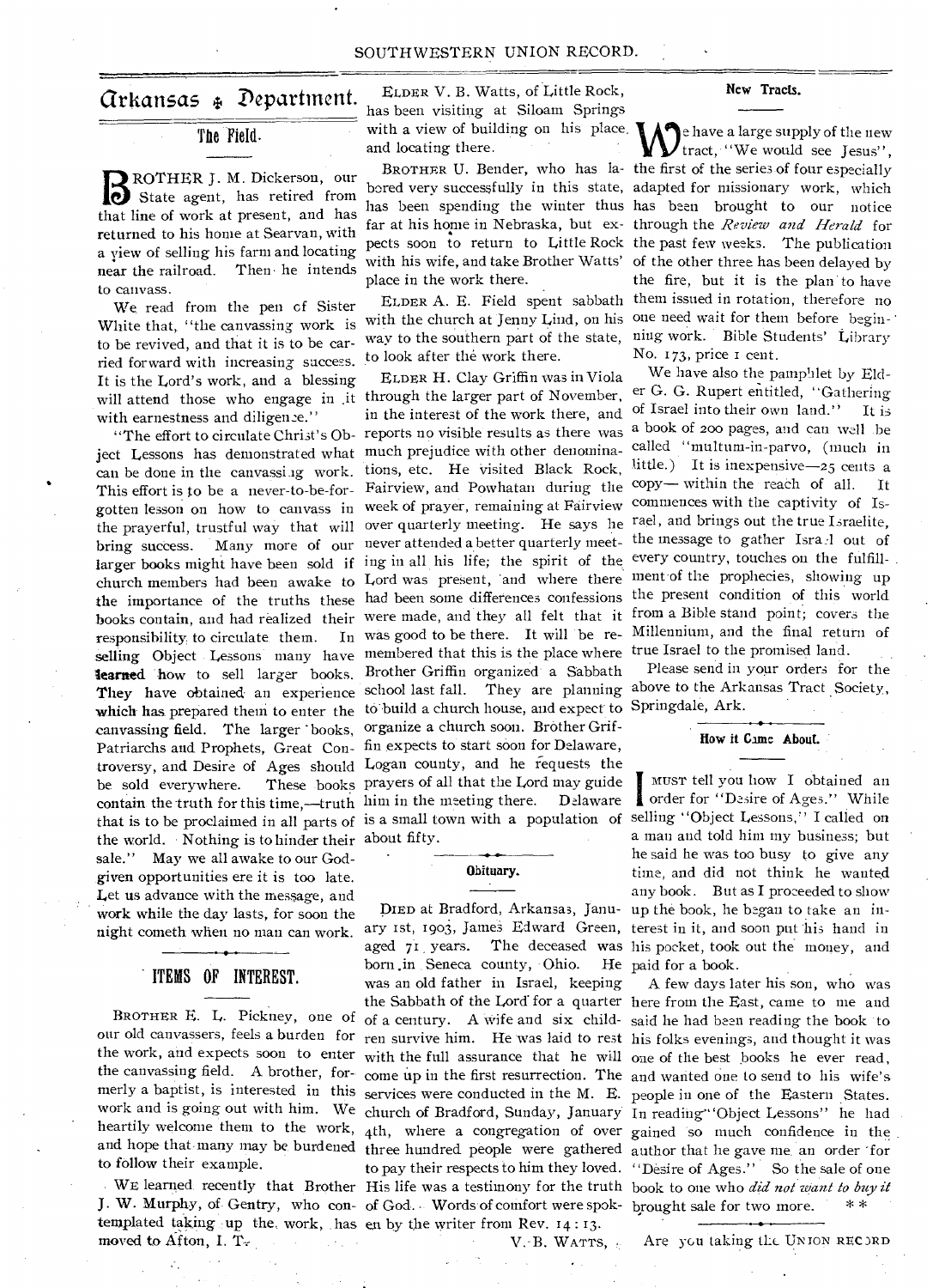# Arkansas Department.

## The Field.

BROTHER J. M. Dickerson, our State agent, has retired from that line of work at present, and has returned to his home at Searvan, with a view of selling his farm and locating near the railroad. Then he intends to canvass.

We read from the pen of Sister White that, "the canvassing work is to be revived, and that it is to be carried forward with increasing success. It is the Lord's work, and a blessing will attend those who engage in it with earnestness and diligence."

"The effort to circulate Christ's Object Lessons has demonstrated what can be done in the canvassing work. This effort is to be a never-to-be-forgotten lesson on how to canvass in the prayerful, trustful way that will bring success. Many more of our larger books might have been sold if church members had been awake to the importance of the truths these books contain, and had realized their responsibility to circulate them. In selling Object Lessons many have learned how to sell larger books. They have obtained an experience which has prepared them to enter the canvassing field. The larger books, Patriarchs and Prophets, Great Controversy, and Desire of Ages should be sold everywhere. These books contain the truth for this time,—truth that is to be proclaimed in all parts of the world. Nothing is to hinder their sale." May we all awake to our God-given opportunities ere it is too late. Let us advance with the message, and work while the day lasts, for soon the night cometh when no man can work.

## ITEMS OF INTEREST.

BROTHER E. L. Pickney, one of our old canvassers, feels a burden for the work, and expects soon to enter the canvassing field. A brother, formerly a baptist, is interested in this work and is going out with him. We heartily welcome them to the work, and hope that many may be burdened to follow their example.

WE learned recently that Brother J. W. Murphy, of Gentry, who contemplated taking up the work, has moved to Afton, I. T.

ELDER V. B. Watts, of Little Rock, has been visiting at Siloam Springs with a view of building on his place, and locating there.

BROTHER U. Bender, who has labored very successfully in this state, has been spending the winter thus far at his home in Nebraska, but expects soon to return to Little Rock with his wife, and take Brother Watts' place in the work there.

ELDER A. E. Field spent sabbath with the church at Jenny Lind, on his way to the southern part of the state, to look after the work there.

ELDER H. Clay Griffin was in Viola through the larger part of November, in the interest of the work there, and reports no visible results as there was much prejudice with other denominations, etc. He visited Black Rock, Fairview, and Powhatan during the week of prayer, remaining at Fairview over quarterly meeting. He says he never attended a better quarterly meeting in all his life; the spirit of the Lord was present, and where there had been some differences confessions were made, and they all felt that it was good to be there. It will be remembered that this is the place where Brother Griffin organized a Sabbath school last fall. They are planning to build a church house, and expect to organize a church soon. Brother Griffin expects to start soon for Delaware, Logan county, and he requests the prayers of all that the Lord may guide him in the meeting there. Delaware is a small town with a population of about fifty.

## Obituary.

DIED at Bradford, Arkansas, January 1st, 1903, James Edward Green, aged 71 years. The deceased was born in Seneca county, Ohio. He was an old father in Israel, keeping the Sabbath of the Lord for a quarter of a century. A wife and six children survive him. He was laid to rest with the full assurance that he will come up in the first resurrection. The services were conducted in the M. E. church of Bradford, Sunday, January 4th, where a congregation of over three hundred people were gathered to pay their respects to him they loved. His life was a testimony for the truth of God. Words of comfort were spoken by the writer from Rev. 14 : 13.

V. B. WATTS.

## New Tracts.

WE have a large supply of the new tract, "We would see Jesus", the first of the series of four especially adapted for missionary work, which has been brought to our notice through the *Review and Herald* for the past few weeks. The publication of the other three has been delayed by the fire, but it is the plan to have them issued in rotation, therefore no one need wait for them before beginning work. Bible Students' Library No. 173, price 1 cent.

We have also the pamphlet by Elder G. G. Rupert entitled, "Gathering of Israel into their own land." It is a book of 200 pages, and can well be called "multum-in-parvo, (much in little.) It is inexpensive—25 cents a copy— within the reach of all. It commences with the captivity of Israel, and brings out the true Israelite, the message to gather Israel out of every country, touches on the fulfillment of the prophecies, showing up the present condition of this world from a Bible stand point; covers the Millennium, and the final return of true Israel to the promised land.

Please send in your orders for the above to the Arkansas Tract Society, Springdale, Ark.

## How it Came About.

I MUST tell you how I obtained an order for "Desire of Ages." While selling "Object Lessons," I called on a man and told him my business; but he said he was too busy to give any time, and did not think he wanted any book. But as I proceeded to show up the book, he began to take an interest in it, and soon put his hand in his pocket, took out the money, and paid for a book.

A few days later his son, who was here from the East, came to me and said he had been reading the book to his folks evenings, and thought it was one of the best books he ever read, and wanted one to send to his wife's people in one of the Eastern States. In reading "Object Lessons" he had gained so much confidence in the author that he gave me an order for "Desire of Ages." So the sale of one book to one who *did not want to buy it* brought sale for two more. * *

Are you taking the UNION RECORD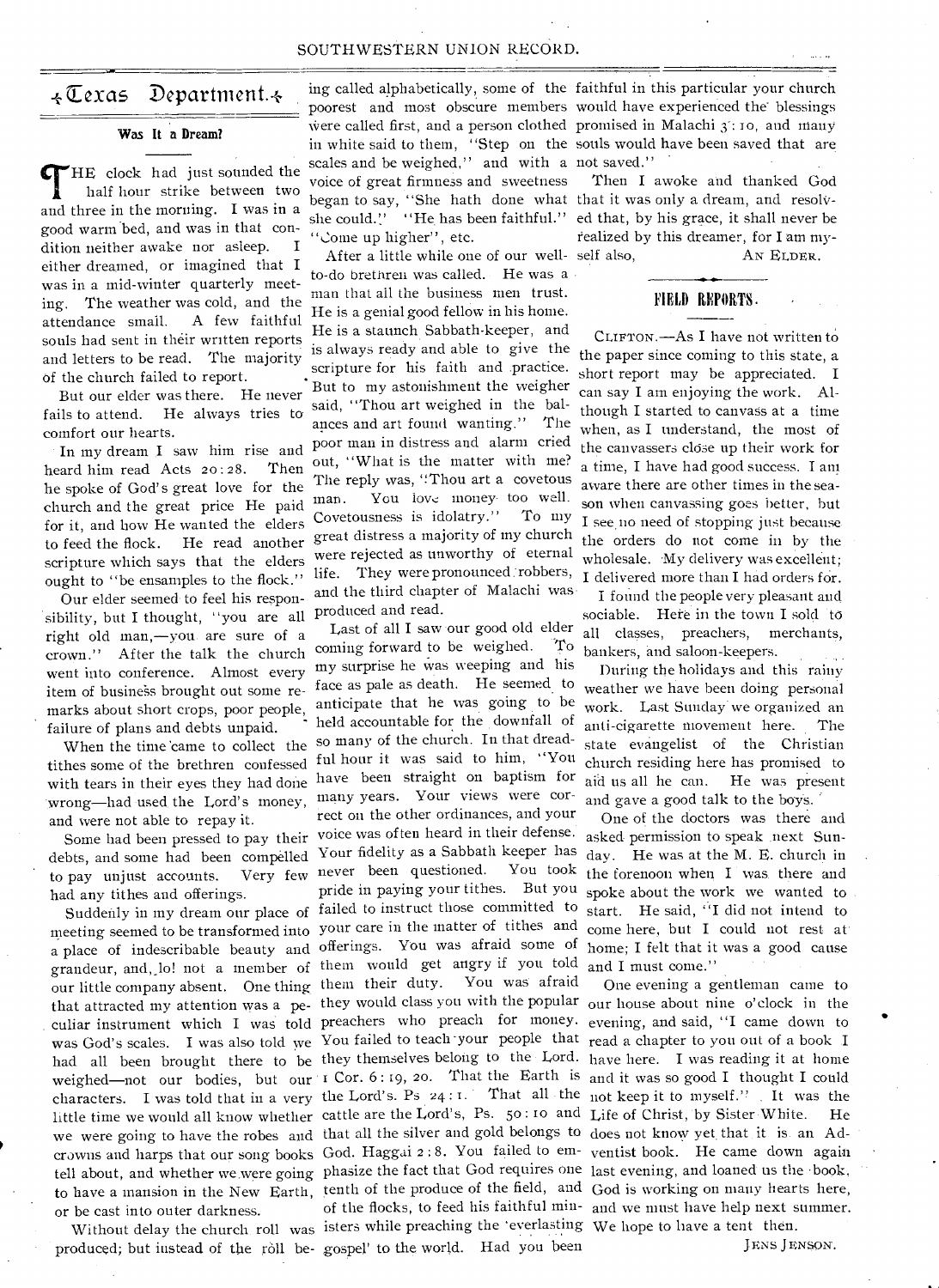# Texas Department.

## Was It a Dream?

THE clock had just sounded the half hour strike between two and three in the morning. I was in a good warm bed, and was in that condition neither awake nor asleep. I either dreamed, or imagined that I was in a mid-winter quarterly meeting. The weather was cold, and the attendance small. A few faithful souls had sent in their written reports and letters to be read. The majority of the church failed to report.

But our elder was there. He never fails to attend. He always tries to comfort our hearts.

In my dream I saw him rise and heard him read Acts 20:28. Then he spoke of God's great love for the church and the great price He paid for it, and how He wanted the elders to feed the flock. He read another scripture which says that the elders ought to "be ensamples to the flock."

Our elder seemed to feel his responsibility, but I thought, "you are all right old man,—you are sure of a crown." After the talk the church went into conference. Almost every item of business brought out some remarks about short crops, poor people, failure of plans and debts unpaid.

When the time came to collect the tithes some of the brethren confessed with tears in their eyes they had done wrong—had used the Lord's money, and were not able to repay it.

Some had been pressed to pay their debts, and some had been compelled to pay unjust accounts. Very few had any tithes and offerings.

Suddenly in my dream our place of meeting seemed to be transformed into a place of indescribable beauty and grandeur, and, lo! not a member of our little company absent. One thing that attracted my attention was a peculiar instrument which I was told was God's scales. I was also told we had all been brought there to be weighed—not our bodies, but our characters. I was told that in a very little time we would all know whether we were going to have the robes and crowns and harps that our song books tell about, and whether we were going to have a mansion in the New Earth, or be cast into outer darkness.

Without delay the church roll was produced; but instead of the roll being called alphabetically, some of the poorest and most obscure members were called first, and a person clothed in white said to them, "Step on the scales and be weighed," and with a voice of great firmness and sweetness began to say, "She hath done what she could." "He has been faithful." "Come up higher", etc.

After a little while one of our well-to-do brethren was called. He was a man that all the business men trust. He is a genial good fellow in his home. He is a staunch Sabbath-keeper, and is always ready and able to give the scripture for his faith and practice. But to my astonishment the weigher said, "Thou art weighed in the balances and art found wanting." The poor man in distress and alarm cried out, "What is the matter with me? The reply was, "Thou art a covetous man. You love money too well. Covetousness is idolatry." To my great distress a majority of my church were rejected as unworthy of eternal life. They were pronounced robbers, and the third chapter of Malachi was produced and read.

Last of all I saw our good old elder coming forward to be weighed. To my surprise he was weeping and his face as pale as death. He seemed to anticipate that he was going to be held accountable for the downfall of so many of the church. In that dreadful hour it was said to him, "You have been straight on baptism for many years. Your views were correct on the other ordinances, and your voice was often heard in their defense. Your fidelity as a Sabbath keeper has never been questioned. You took pride in paying your tithes. But you failed to instruct those committed to your care in the matter of tithes and offerings. You was afraid some of them would get angry if you told them their duty. You was afraid they would class you with the popular preachers who preach for money. You failed to teach your people that they themselves belong to the Lord. 1 Cor. 6:19, 20. That the Earth is the Lord's. Ps 24:1. That all the cattle are the Lord's, Ps. 50:10 and that all the silver and gold belongs to God. Haggai 2:8. You failed to emphasize the fact that God requires one tenth of the produce of the field, and of the flocks, to feed his faithful ministers while preaching the 'everlasting gospel' to the world. Had you been faithful in this particular your church would have experienced the blessings promised in Malachi 3:10, and many souls would have been saved that are not saved."

Then I awoke and thanked God that it was only a dream, and resolved that, by his grace, it shall never be realized by this dreamer, for I am myself also,

AN ELDER.

## FIELD REPORTS.

CLIFTON.—As I have not written to the paper since coming to this state, a short report may be appreciated. I can say I am enjoying the work. Although I started to canvass at a time when, as I understand, the most of the canvassers close up their work for a time, I have had good success. I am aware there are other times in the season when canvassing goes better, but I see no need of stopping just because the orders do not come in by the wholesale. My delivery was excellent; I delivered more than I had orders for.

I found the people very pleasant and sociable. Here in the town I sold to all classes, preachers, merchants, bankers, and saloon-keepers.

During the holidays and this rainy weather we have been doing personal work. Last Sunday we organized an anti-cigarette movement here. The state evangelist of the Christian church residing here has promised to aid us all he can. He was present and gave a good talk to the boys.

One of the doctors was there and asked permission to speak next Sunday. He was at the M. E. church in the forenoon when I was there and spoke about the work we wanted to start. He said, "I did not intend to come here, but I could not rest at home; I felt that it was a good cause and I must come."

One evening a gentleman came to our house about nine o'clock in the evening, and said, "I came down to read a chapter to you out of a book I have here. I was reading it at home and it was so good I thought I could not keep it to myself." It was the Life of Christ, by Sister White. He does not know yet that it is an Adventist book. He came down again last evening, and loaned us the book. God is working on many hearts here, and we must have help next summer. We hope to have a tent then.

JENS JENSON.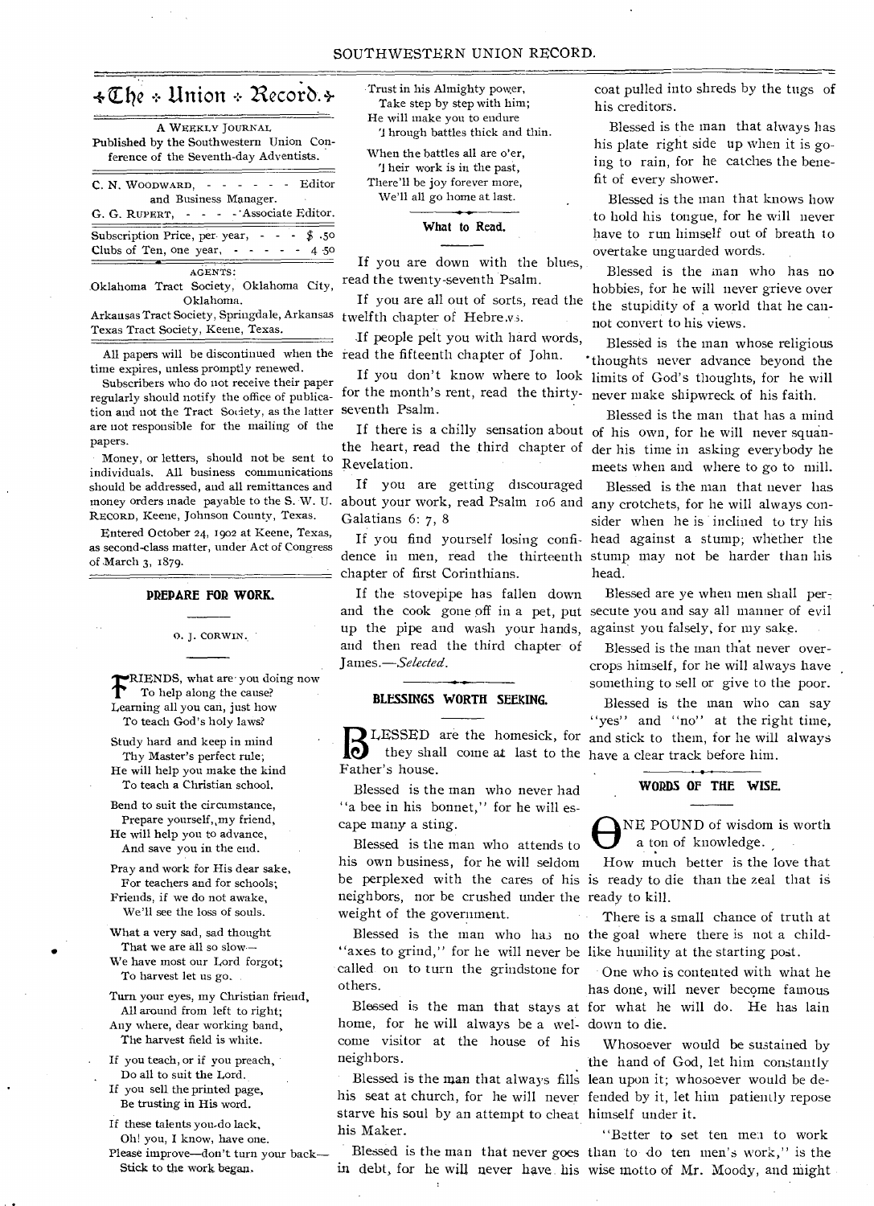# The Union Record.

A WEEKLY JOURNAL
Published by the Southwestern Union Conference of the Seventh-day Adventists.

C. N. WOODWARD, - - - - - - Editor and Business Manager.
G. G. RUPERT, - - - - Associate Editor.

Subscription Price, per year, - - - $ .50
Clubs of Ten, one year, - - - - - 4 .50

AGENTS:
Oklahoma Tract Society, Oklahoma City, Oklahoma.
Arkansas Tract Society, Springdale, Arkansas
Texas Tract Society, Keene, Texas.

All papers will be discontinued when the time expires, unless promptly renewed.

Subscribers who do not receive their paper regularly should notify the office of publication and not the Tract Society, as the latter are not responsible for the mailing of the papers.

Money, or letters, should not be sent to individuals. All business communications should be addressed, and all remittances and money orders made payable to the S. W. U. RECORD, Keene, Johnson County, Texas.

Entered October 24, 1902 at Keene, Texas, as second-class matter, under Act of Congress of March 3, 1879.

## PREPARE FOR WORK.

O. J. CORWIN.

FRIENDS, what are you doing now
To help along the cause?
Learning all you can, just how
To teach God's holy laws?

Study hard and keep in mind
Thy Master's perfect rule;
He will help you make the kind
To teach a Christian school.

Bend to suit the circumstance,
Prepare yourself, my friend,
He will help you to advance,
And save you in the end.

Pray and work for His dear sake,
For teachers and for schools;
Friends, if we do not awake,
We'll see the loss of souls.

What a very sad, sad thought
That we are all so slow—
We have most our Lord forgot;
To harvest let us go.

Turn your eyes, my Christian friend,
All around from left to right;
Any where, dear working band,
The harvest field is white.

If you teach, or if you preach,
Do all to suit the Lord.
If you sell the printed page,
Be trusting in His word.

If these talents you do lack,
Oh! you, I know, have one.
Please improve—don't turn your back—
Stick to the work began.

Trust in his Almighty power,
Take step by step with him;
He will make you to endure
Through battles thick and thin.

When the battles all are o'er,
Their work is in the past,
There'll be joy forever more,
We'll all go home at last.

## What to Read.

If you are down with the blues, read the twenty-seventh Psalm.

If you are all out of sorts, read the twelfth chapter of Hebrews.

If people pelt you with hard words, read the fifteenth chapter of John.

If you don't know where to look for the month's rent, read the thirty-seventh Psalm.

If there is a chilly sensation about the heart, read the third chapter of Revelation.

If you are getting discouraged about your work, read Psalm 106 and Galatians 6: 7, 8

If you find yourself losing confidence in men, read the thirteenth chapter of first Corinthians.

If the stovepipe has fallen down and the cook gone off in a pet, put up the pipe and wash your hands, and then read the third chapter of James.—*Selected*.

## BLESSINGS WORTH SEEKING.

BLESSED are the homesick, for they shall come at last to the Father's house.

Blessed is the man who never had "a bee in his bonnet," for he will escape many a sting.

Blessed is the man who attends to his own business, for he will seldom be perplexed with the cares of his neighbors, nor be crushed under the weight of the government.

Blessed is the man who has no "axes to grind," for he will never be called on to turn the grindstone for others.

Blessed is the man that stays at home, for he will always be a welcome visitor at the house of his neighbors.

Blessed is the man that always fills his seat at church, for he will never starve his soul by an attempt to cheat his Maker.

Blessed is the man that never goes in debt, for he will never have his coat pulled into shreds by the tugs of his creditors.

Blessed is the man that always has his plate right side up when it is going to rain, for he catches the benefit of every shower.

Blessed is the man that knows how to hold his tongue, for he will never have to run himself out of breath to overtake unguarded words.

Blessed is the man who has no hobbies, for he will never grieve over the stupidity of a world that he cannot convert to his views.

Blessed is the man whose religious thoughts never advance beyond the limits of God's thoughts, for he will never make shipwreck of his faith.

Blessed is the man that has a mind of his own, for he will never squander his time in asking everybody he meets when and where to go to mill.

Blessed is the man that never has any crotchets, for he will always consider when he is inclined to try his head against a stump; whether the stump may not be harder than his head.

Blessed are ye when men shall persecute you and say all manner of evil against you falsely, for my sake.

Blessed is the man that never overcrops himself, for he will always have something to sell or give to the poor.

Blessed is the man who can say "yes" and "no" at the right time, and stick to them, for he will always have a clear track before him.

## WORDS OF THE WISE.

ONE POUND of wisdom is worth a ton of knowledge.

How much better is the love that is ready to die than the zeal that is ready to kill.

There is a small chance of truth at the goal where there is not a childlike humility at the starting post.

One who is contented with what he has done, will never become famous for what he will do. He has lain down to die.

Whosoever would be sustained by the hand of God, let him constantly lean upon it; whosoever would be defended by it, let him patiently repose himself under it.

"Better to set ten men to work than to do ten men's work," is the wise motto of Mr. Moody, and might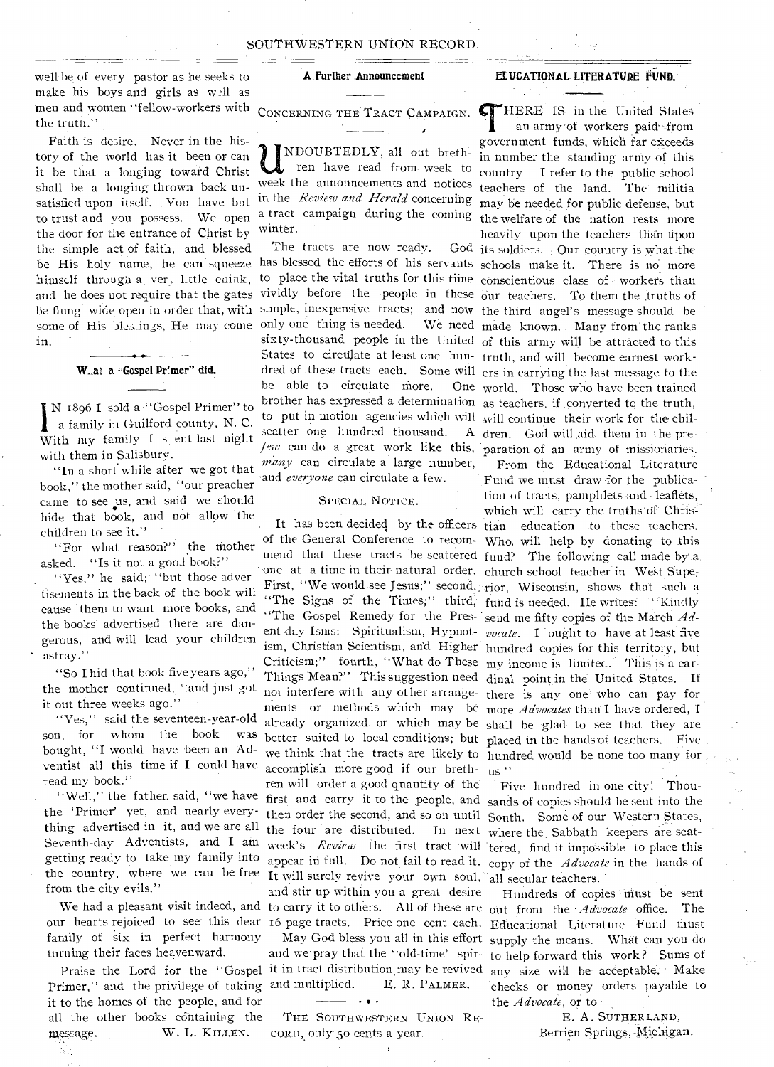well be of every pastor as he seeks to make his boys and girls as well as men and women "fellow-workers with the truth."

Faith is desire. Never in the history of the world has it been or can it be that a longing toward Christ shall be a longing thrown back unsatisfied upon itself. You have but to trust and you possess. We open the door for the entrance of Christ by the simple act of faith, and blessed be His holy name, he can squeeze himself through a very little chink, and he does not require that the gates be flung wide open in order that, with some of His blessings, He may come in.

### What a "Gospel Primer" did.

IN 1896 I sold a "Gospel Primer" to a family in Guilford county, N. C. With my family I spent last night with them in Salisbury.

"In a short while after we got that book," the mother said, "our preacher came to see us, and said we should hide that book, and not allow the children to see it."

"For what reason?" the mother asked. "Is it not a good book?"

"Yes," he said; "but those advertisements in the back of the book will cause them to want more books, and the books advertised there are dangerous, and will lead your children astray."

"So I hid that book five years ago," the mother continued, "and just got it out three weeks ago."

"Yes," said the seventeen-year-old son, for whom the book was bought, "I would have been an Adventist all this time if I could have read my book."

"Well," the father said, "we have the 'Primer' yet, and nearly everything advertised in it, and we are all Seventh-day Adventists, and I am getting ready to take my family into the country, where we can be free from the city evils."

We had a pleasant visit indeed, and our hearts rejoiced to see this dear family of six in perfect harmony turning their faces heavenward.

Praise the Lord for the "Gospel Primer," and the privilege of taking it to the homes of the people, and for all the other books containing the message.

W. L. KILLEN.

### A Further Announcement

CONCERNING THE TRACT CAMPAIGN.

UNDOUBTEDLY, all our brethren have read from week to week the announcements and notices in the *Review and Herald* concerning a tract campaign during the coming winter.

The tracts are now ready. God has blessed the efforts of his servants to place the vital truths for this time vividly before the people in these simple, inexpensive tracts; and now only one thing is needed. We need sixty-thousand people in the United States to circulate at least one hundred of these tracts each. Some will be able to circulate more. One brother has expressed a determination to put in motion agencies which will scatter one hundred thousand. A *few* can do a great work like this, *many* can circulate a large number, and *everyone* can circulate a few.

SPECIAL NOTICE.

It has been decided by the officers of the General Conference to recommend that these tracts be scattered one at a time in their natural order. First, "We would see Jesus;" second, "The Signs of the Times;" third, "The Gospel Remedy for the Present-day Isms: Spiritualism, Hypnotism, Christian Scientism, and Higher Criticism;" fourth, "What do These Things Mean?" This suggestion need not interfere with any other arrangements or methods which may be already organized, or which may be better suited to local conditions; but we think that the tracts are likely to accomplish more good if our brethren will order a good quantity of the first and carry it to the people, and then order the second, and so on until the four are distributed. In next week's *Review* the first tract will appear in full. Do not fail to read it. It will surely revive your own soul, and stir up within you a great desire to carry it to others. All of these are 16 page tracts. Price one cent each.

May God bless you all in this effort and we pray that the "old-time" spirit in tract distribution may be revived and multiplied.

E. R. PALMER.

THE SOUTHWESTERN UNION RECORD, only 50 cents a year.

### EDUCATIONAL LITERATURE FUND.

THERE IS in the United States an army of workers paid from government funds, which far exceeds in number the standing army of this country. I refer to the public school teachers of the land. The militia may be needed for public defense, but the welfare of the nation rests more heavily upon the teachers than upon its soldiers. Our country is what the schools make it. There is no more conscientious class of workers than our teachers. To them the truths of the third angel's message should be made known. Many from the ranks of this army will be attracted to this truth, and will become earnest workers in carrying the last message to the world. Those who have been trained as teachers, if converted to the truth, will continue their work for the children. God will aid them in the preparation of an army of missionaries.

From the Educational Literature Fund we must draw for the publication of tracts, pamphlets and leaflets, which will carry the truths of Christian education to these teachers. Who will help by donating to this fund? The following call made by a church school teacher in West Superior, Wisconsin, shows that such a fund is needed. He writes: "Kindly send me fifty copies of the March *Advocate*. I ought to have at least five hundred copies for this territory, but my income is limited. This is a cardinal point in the United States. If there is any one who can pay for more *Advocates* than I have ordered, I shall be glad to see that they are placed in the hands of teachers. Five hundred would be none too many for us."

Five hundred in one city! Thousands of copies should be sent into the South. Some of our Western States, where the Sabbath keepers are scattered, find it impossible to place this copy of the *Advocate* in the hands of all secular teachers.

Hundreds of copies must be sent out from the *Advocate* office. The Educational Literature Fund must supply the means. What can you do to help forward this work? Sums of any size will be acceptable. Make checks or money orders payable to the *Advocate*, or to

E. A. SUTHERLAND,
Berrien Springs, Michigan.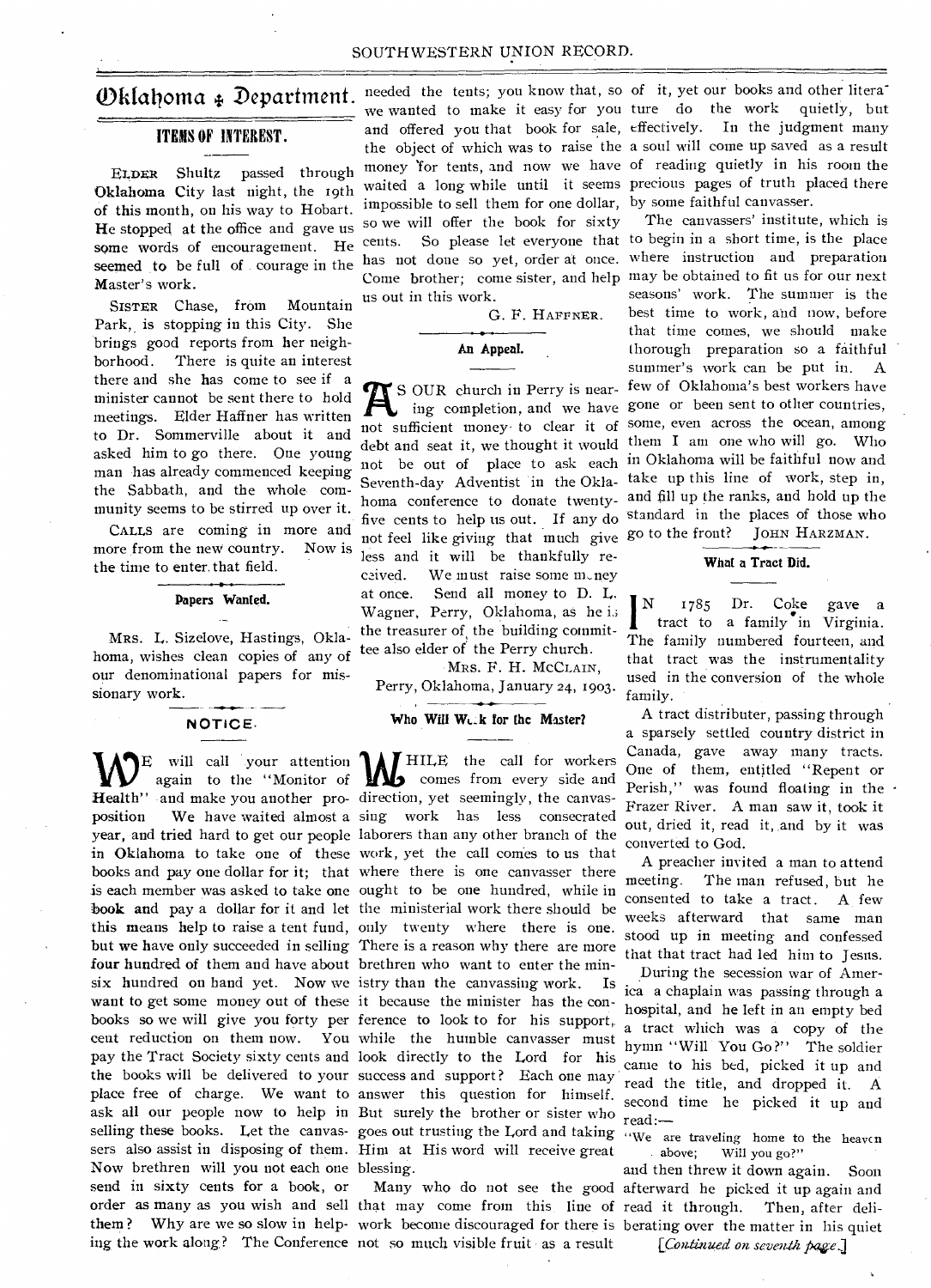# Oklahoma ✤ Department.

## ITEMS OF INTEREST.

ELDER Shultz passed through Oklahoma City last night, the 19th of this month, on his way to Hobart. He stopped at the office and gave us some words of encouragement. He seemed to be full of courage in the Master's work.

SISTER Chase, from Mountain Park, is stopping in this City. She brings good reports from her neighborhood. There is quite an interest there and she has come to see if a minister cannot be sent there to hold meetings. Elder Haffner has written to Dr. Sommerville about it and asked him to go there. One young man has already commenced keeping the Sabbath, and the whole community seems to be stirred up over it.

CALLS are coming in more and more from the new country. Now is the time to enter that field.

### Papers Wanted.

MRS. L. Sizelove, Hastings, Oklahoma, wishes clean copies of any of our denominational papers for missionary work.

### NOTICE.

WE will call your attention again to the "Monitor of Health" and make you another proposition We have waited almost a year, and tried hard to get our people in Oklahoma to take one of these books and pay one dollar for it; that is each member was asked to take one book and pay a dollar for it and let this means help to raise a tent fund, but we have only succeeded in selling four hundred of them and have about six hundred on hand yet. Now we want to get some money out of these books so we will give you forty per cent reduction on them now. You pay the Tract Society sixty cents and the books will be delivered to your place free of charge. We want to ask all our people now to help in selling these books. Let the canvassers also assist in disposing of them. Now brethren will you not each one send in sixty cents for a book, or order as many as you wish and sell them? Why are we so slow in helping the work along? The Conference needed the tents; you know that, so we wanted to make it easy for you and offered you that book for sale, the object of which was to raise the money for tents, and now we have waited a long while until it seems impossible to sell them for one dollar, so we will offer the book for sixty cents. So please let everyone that has not done so yet, order at once. Come brother; come sister, and help us out in this work.

G. F. HAFFNER.

### An Appeal.

AS OUR church in Perry is nearing completion, and we have not sufficient money to clear it of debt and seat it, we thought it would not be out of place to ask each Seventh-day Adventist in the Oklahoma conference to donate twenty-five cents to help us out. If any do not feel like giving that much give less and it will be thankfully received. We must raise some money at once. Send all money to D. L. Wagner, Perry, Oklahoma, as he is the treasurer of the building committee also elder of the Perry church.

MRS. F. H. MCCLAIN,

Perry, Oklahoma, January 24, 1903.

### Who Will Work for the Master?

WHILE the call for workers comes from every side and direction, yet seemingly, the canvassing work has less consecrated laborers than any other branch of the work, yet the call comes to us that where there is one canvasser there ought to be one hundred, while in the ministerial work there should be only twenty where there is one. There is a reason why there are more brethren who want to enter the ministry than the canvassing work. Is it because the minister has the conference to look to for his support, while the humble canvasser must look directly to the Lord for his success and support? Each one may answer this question for himself. But surely the brother or sister who goes out trusting the Lord and taking Him at His word will receive great blessing.

Many who do not see the good that may come from this line of work become discouraged for there is not so much visible fruit as a result of it, yet our books and other literature do the work quietly, but effectively. In the judgment many a soul will come up saved as a result of reading quietly in his room the precious pages of truth placed there by some faithful canvasser.

The canvassers' institute, which is to begin in a short time, is the place where instruction and preparation may be obtained to fit us for our next seasons' work. The summer is the best time to work, and now, before that time comes, we should make thorough preparation so a faithful summer's work can be put in. A few of Oklahoma's best workers have gone or been sent to other countries, some, even across the ocean, among them I am one who will go. Who in Oklahoma will be faithful now and take up this line of work, step in, and fill up the ranks, and hold up the standard in the places of those who go to the front? JOHN HARZMAN.

### What a Tract Did.

IN 1785 Dr. Coke gave a tract to a family in Virginia. The family numbered fourteen, and that tract was the instrumentality used in the conversion of the whole family.

A tract distributer, passing through a sparsely settled country district in Canada, gave away many tracts. One of them, entitled "Repent or Perish," was found floating in the Frazer River. A man saw it, took it out, dried it, read it, and by it was converted to God.

A preacher invited a man to attend meeting. The man refused, but he consented to take a tract. A few weeks afterward that same man stood up in meeting and confessed that that tract had led him to Jesus.

During the secession war of America a chaplain was passing through a hospital, and he left in an empty bed a tract which was a copy of the hymn "Will You Go?" The soldier came to his bed, picked it up and read the title, and dropped it. A second time he picked it up and read:—

"We are traveling home to the heaven above; Will you go?"

and then threw it down again. Soon afterward he picked it up again and read it through. Then, after deliberating over the matter in his quiet

[*Continued on seventh page.*]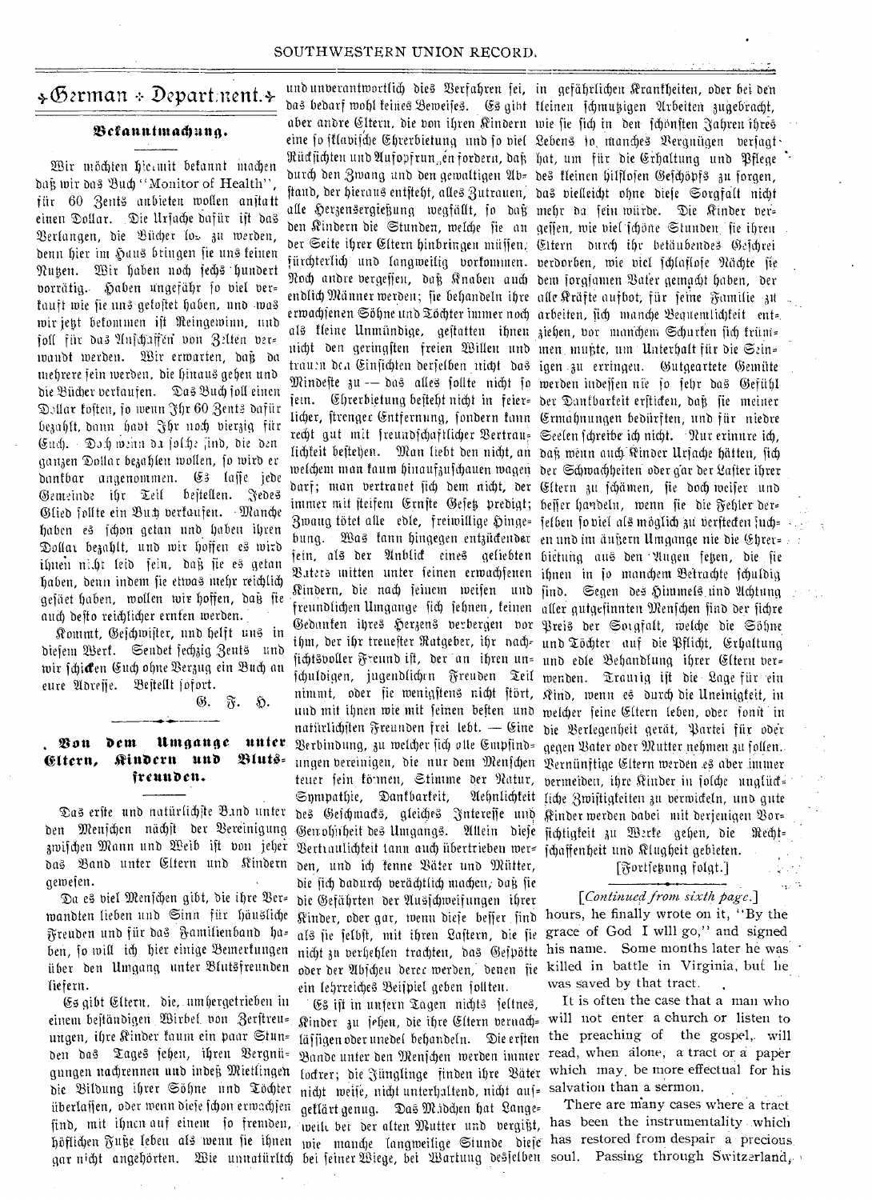## German Department.

### Bekanntmachung.

Wir möchten hiermit bekannt machen daß wir das Buch "Monitor of Health", für 60 Zents anbieten wollen anstatt einen Dollar. Die Ursache dafür ist das Verlangen, die Bücher los zu werden, denn hier im Haus bringen sie uns keinen Nutzen. Wir haben noch sechs hundert vorrätig. Haben ungefähr so viel verkauft wie sie uns gekostet haben, und was wir jetzt bekommen ist Reingewinn, und soll für das Anschaffen von Zelten verwandt werden. Wir erwarten, daß da mehrere sein werden, die hinaus gehen und die Bücher verkaufen. Das Buch soll einen Dollar kosten, so wenn Ihr 60 Zents dafür bezahlt, dann habt Ihr noch vierzig für Euch. Doch wenn da solche sind, die den ganzen Dollar bezahlen wollen, so wird er dankbar angenommen. Es lasse jede Gemeinde ihr Teil bestellen. Jedes Glied sollte ein Buch verkaufen. Manche haben es schon getan und haben ihren Dollar bezahlt, und wir hoffen es wird ihnen nicht leid sein, daß sie es getan haben, denn indem sie etwas mehr reichlich gesäet haben, wollen wir hoffen, daß sie auch desto reichlicher ernten werden.

Kommt, Geschwister, und helft uns in diesem Werk. Sendet sechzig Zents und wir schicken Euch ohne Verzug ein Buch an eure Adresse. Bestellt sofort.

G. F. H.

### Von dem Umgange unter Eltern, Kindern und Blutsfreunden.

Das erste und natürlichste Band unter den Menschen nächst der Vereinigung zwischen Mann und Weib ist von jeher das Band unter Eltern und Kindern gewesen.

Da es viel Menschen gibt, die ihre Verwandten lieben und Sinn für häusliche Freuden und für das Familienband haben, so will ich hier einige Bemerkungen über den Umgang unter Blutsfreunden liefern.

Es gibt Eltern, die, umhergetrieben in einem beständigen Wirbel von Zerstreuungen, ihre Kinder kaum ein paar Stunden das Tages sehen, ihren Vergnügungen nachrennen und indeß Mietlingen die Bildung ihrer Söhne und Töchter überlassen, oder wenn diese schon erwachsen sind, mit ihnen auf einem so fremden, höflichen Fuße leben als wenn sie ihnen gar nicht angehörten. Wie unnatürlich und unverantwortlich dies Verfahren sei, das bedarf wohl keines Beweises. Es gibt aber andre Eltern, die von ihren Kindern eine so sklavische Ehrerbietung und so viel Rücksichten und Aufopfrungen fordern, daß durch den Zwang und den gewaltigen Abstand, der hieraus entsteht, alles Zutrauen, alle Herzensergießung wegfällt, so daß den Kindern die Stunden, welche sie an der Seite ihrer Eltern hinbringen müssen, fürchterlich und langweilig vorkommen. Noch andre vergessen, daß Knaben auch endlich Männer werden; sie behandeln ihre erwachsenen Söhne und Töchter immer noch als kleine Unmündige, gestatten ihnen nicht den geringsten freien Willen und trauen den Einsichten derselben nicht das Mindeste zu — das alles sollte nicht so sein. Ehrerbietung besteht nicht in feierlicher, strenger Entfernung, sondern kann recht gut mit freundschaftlicher Vertraulichkeit bestehen. Man liebt den nicht, an welchem man kaum hinaufzuschauen wagen darf; man vertrauet sich dem nicht, der immer mit steifem Ernste Gesetz predigt; Zwang tötet alle edle, freiwillige Hingebung. Was kann hingegen entzückender sein, als der Anblick eines geliebten Vaters mitten unter seinen erwachsenen Kindern, die nach seinem weisen und freundlichen Umgange sich sehnen, keinen Gedanken ihres Herzens verbergen vor ihm, der ihr treuester Ratgeber, ihr nachsichtsvoller Freund ist, der an ihren unschuldigen, jugendlichen Freuden Teil nimmt, oder sie wenigstens nicht stört, und mit ihnen wie mit seinen besten und natürlichsten Freunden frei lebt. — Eine Verbindung, zu welcher sich alle Empfindungen vereinigen, die nur dem Menschen teuer sein können, Stimme der Natur, Sympathie, Dankbarkeit, Aehnlichkeit des Geschmacks, gleiches Interesse und Gewohnheit des Umgangs. Allein diese Vertraulichkeit kann auch übertrieben werden, und ich kenne Väter und Mütter, die sich dadurch verächtlich machen, daß sie die Gefährten der Ausschweifungen ihrer Kinder, oder gar, wenn diese besser sind als sie selbst, mit ihren Lastern, die sie nicht zu verhehlen trachten, das Gespötte oder der Abscheu derer werden, denen sie ein lehrreiches Beispiel geben sollten.

Es ist in unsern Tagen nichts seltnes, Kinder zu sehen, die ihre Eltern vernachlässigen oder unedel behandeln. Die ersten Bande unter den Menschen werden immer lockrer; die Jünglinge finden ihre Väter nicht weise, nicht unterhaltend, nicht aufgeklärt genug. Das Mädchen hat Langeweile bei der alten Mutter und vergißt, wie manche langweilige Stunde diese bei seiner Wiege, bei Wartung desselben in gefährlichen Krankheiten, oder bei den kleinen schmutzigen Arbeiten zugebracht, wie sie sich in den schönsten Jahren ihres Lebens so manches Vergnügen versagt hat, um für die Erhaltung und Pflege des kleinen hilflosen Geschöpfs zu sorgen, das vielleicht ohne diese Sorgfalt nicht mehr da sein würde. Die Kinder vergessen, wie viel schöne Stunden sie ihren Eltern durch ihr betäubendes Geschrei verdorben, wie viel schlaflose Nächte sie dem sorgsamen Vater gemacht haben, der alle Kräfte aufbot, für seine Familie zu arbeiten, sich manche Bequemlichkeit entziehen, vor manchem Schurken sich krümmen mußte, um Unterhalt für die Seinigen zu erringen. Gutgeartete Gemüte werden indessen nie so sehr das Gefühl der Dankbarkeit ersticken, daß sie meiner Ermahnungen bedürften, und für niedre Seelen schreibe ich nicht. Nur erinnre ich, daß wenn auch Kinder Ursache hätten, sich der Schwachheiten oder gar der Laster ihrer Eltern zu schämen, sie doch weiser und besser handeln, wenn sie die Fehler derselben so viel als möglich zu verstecken suchen und im äußern Umgange nie die Ehrerbietung aus den Augen setzen, die sie ihnen in so manchem Betrachte schuldig sind. Segen des Himmels und Achtung aller gutgesinnten Menschen sind der sichre Preis der Sorgfalt, welche die Söhne und Töchter auf die Pflicht, Erhaltung und edle Behandlung ihrer Eltern verwenden. Traurig ist die Lage für ein Kind, wenn es durch die Uneinigkeit, in welcher seine Eltern leben, oder sonst in die Verlegenheit gerät, Partei für oder gegen Vater oder Mutter nehmen zu sollen. Vernünftige Eltern werden es aber immer vermeiden, ihre Kinder in solche unglückliche Zwistigkeiten zu verwickeln, und gute Kinder werden dabei mit derjenigen Vorsichtigkeit zu Werke gehen, die Rechtschaffenheit und Klugheit gebieten.

[Fortsetzung folgt.]

---

*[Continued from sixth page.]*

hours, he finally wrote on it, "By the grace of God I will go," and signed his name. Some months later he was killed in battle in Virginia, but he was saved by that tract.

It is often the case that a man who will not enter a church or listen to the preaching of the gospel, will read, when alone, a tract or a paper which may be more effectual for his salvation than a sermon.

There are many cases where a tract has been the instrumentality which has restored from despair a precious soul. Passing through Switzerland,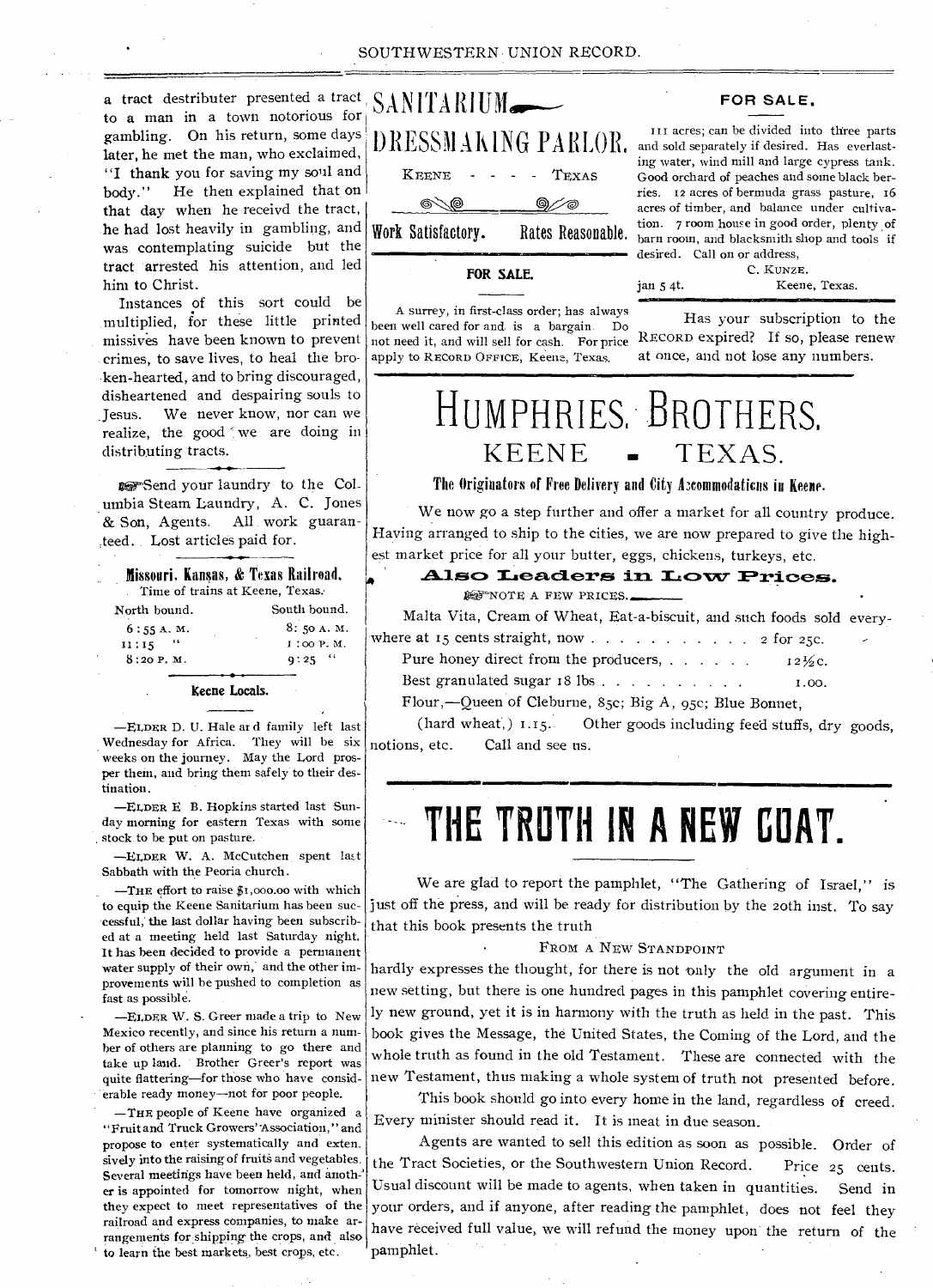a tract destributer presented a tract to a man in a town notorious for gambling. On his return, some days later, he met the man, who exclaimed, "I thank you for saving my soul and body." He then explained that on that day when he receivd the tract, he had lost heavily in gambling, and was contemplating suicide but the tract arrested his attention, and led him to Christ.

Instances of this sort could be multiplied, for these little printed missives have been known to prevent crimes, to save lives, to heal the broken-hearted, and to bring discouraged, disheartened and despairing souls to Jesus. We never know, nor can we realize, the good we are doing in distributing tracts.

---

☞Send your laundry to the Columbia Steam Laundry, A. C. Jones & Son, Agents. All work guaranteed. Lost articles paid for.

---

**Missouri, Kansas, & Texas Railroad.**

Time of trains at Keene, Texas.

| North bound. | South bound. |
|---|---|
| 6:55 A. M. | 8:50 A. M. |
| 11:15 " | 1:00 P. M. |
| 8:20 P. M. | 9:25 " |

**Keene Locals.**

—ELDER D. U. Hale and family left last Wednesday for Africa. They will be six weeks on the journey. May the Lord prosper them, and bring them safely to their destination.

—ELDER E. B. Hopkins started last Sunday morning for eastern Texas with some stock to be put on pasture.

—ELDER W. A. McCutchen spent last Sabbath with the Peoria church.

—THE effort to raise $1,000.00 with which to equip the Keene Sanitarium has been successful, the last dollar having been subscribed at a meeting held last Saturday night. It has been decided to provide a permanent water supply of their own, and the other improvements will be pushed to completion as fast as possible.

—ELDER W. S. Greer made a trip to New Mexico recently, and since his return a number of others are planning to go there and take up land. Brother Greer's report was quite flattering—for those who have considerable ready money—not for poor people.

—THE people of Keene have organized a "Fruit and Truck Growers' Association," and propose to enter systematically and extensively into the raising of fruits and vegetables. Several meetings have been held, and another is appointed for tomorrow night, when they expect to meet representatives of the railroad and express companies, to make arrangements for shipping the crops, and also to learn the best markets, best crops, etc.

---

# SANITARIUM DRESSMAKING PARLOR.

KEENE - - - - TEXAS

**Work Satisfactory. Rates Reasonable.**

---

**FOR SALE.**

A surrey, in first-class order; has always been well cared for and is a bargain. Do not need it, and will sell for cash. For price apply to RECORD OFFICE, Keene, Texas.

---

**FOR SALE.**

111 acres; can be divided into three parts and sold separately if desired. Has everlasting water, wind mill and large cypress tank. Good orchard of peaches and some black berries. 12 acres of bermuda grass pasture, 16 acres of timber, and balance under cultivation. 7 room house in good order, plenty of barn room, and blacksmith shop and tools if desired. Call on or address,

C. KUNZE.

jan 5 4t. Keene, Texas.

---

Has your subscription to the RECORD expired? If so, please renew at once, and not lose any numbers.

---

# HUMPHRIES BROTHERS.

## KEENE - TEXAS.

**The Originators of Free Delivery and City Accommodations in Keene.**

We now go a step further and offer a market for all country produce. Having arranged to ship to the cities, we are now prepared to give the highest market price for all your butter, eggs, chickens, turkeys, etc.

**Also Leaders in Low Prices.**

☞NOTE A FEW PRICES.

Malta Vita, Cream of Wheat, Eat-a-biscuit, and such foods sold everywhere at 15 cents straight, now . . . . . . . . . . . 2 for 25c.

Pure honey direct from the producers, . . . . . . $12\frac{1}{2}$c.

Best granulated sugar 18 lbs . . . . . . . . . . 1.00.

Flour,—Queen of Cleburne, 85c; Big A, 95c; Blue Bonnet, (hard wheat,) 1.15. Other goods including feed stuffs, dry goods, notions, etc. Call and see us.

---

# THE TRUTH IN A NEW COAT.

We are glad to report the pamphlet, "The Gathering of Israel," is just off the press, and will be ready for distribution by the 20th inst. To say that this book presents the truth

FROM A NEW STANDPOINT

hardly expresses the thought, for there is not only the old argument in a new setting, but there is one hundred pages in this pamphlet covering entirely new ground, yet it is in harmony with the truth as held in the past. This book gives the Message, the United States, the Coming of the Lord, and the whole truth as found in the old Testament. These are connected with the new Testament, thus making a whole system of truth not presented before.

This book should go into every home in the land, regardless of creed. Every minister should read it. It is meat in due season.

Agents are wanted to sell this edition as soon as possible. Order of the Tract Societies, or the Southwestern Union Record. Price 25 cents. Usual discount will be made to agents, when taken in quantities. Send in your orders, and if anyone, after reading the pamphlet, does not feel they have received full value, we will refund the money upon the return of the pamphlet.